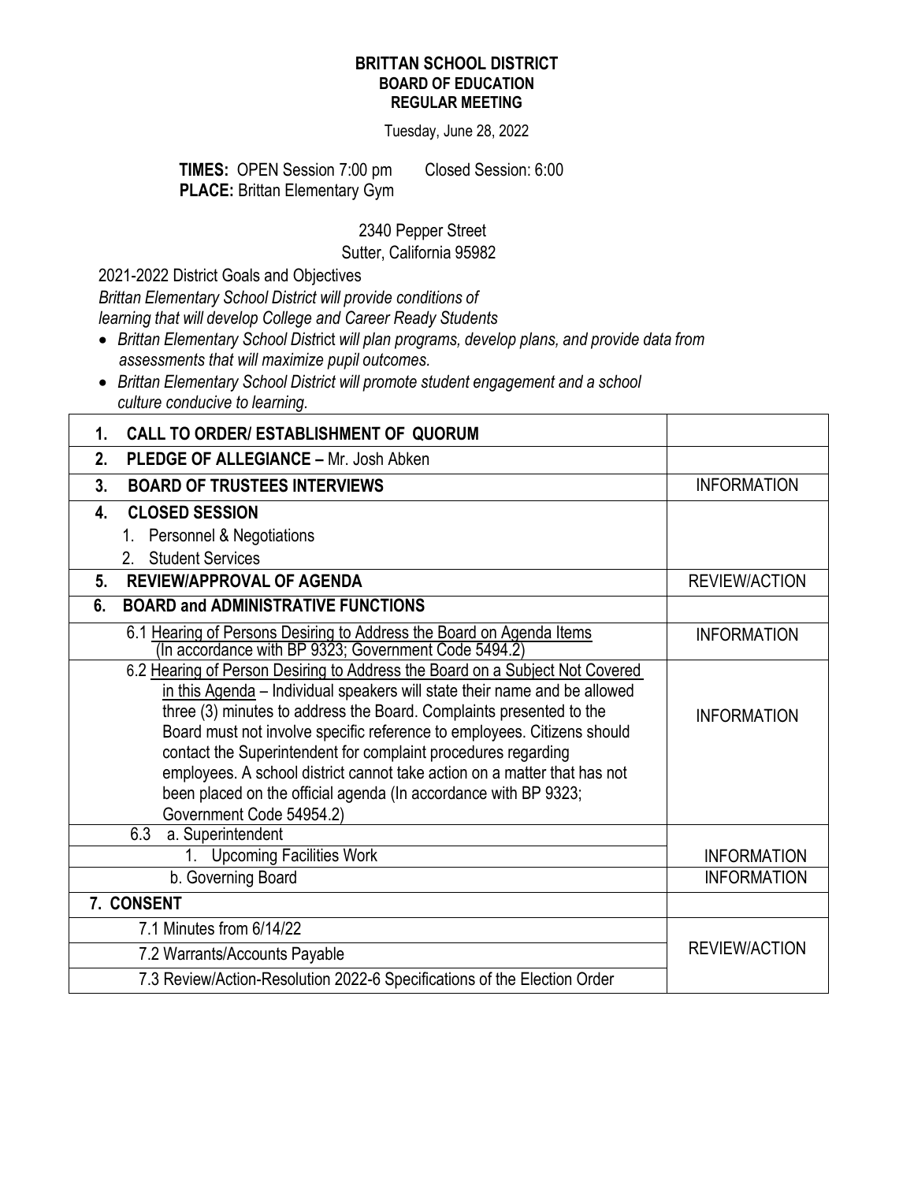# BRITTAN SCHOOL DISTRICT
## BOARD OF EDUCATION
## REGULAR MEETING

Tuesday, June 28, 2022

**TIMES:** OPEN Session 7:00 pm Closed Session: 6:00
**PLACE:** Brittan Elementary Gym

2340 Pepper Street
Sutter, California 95982

2021-2022 District Goals and Objectives
*Brittan Elementary School District will provide conditions of learning that will develop College and Career Ready Students*

- *Brittan Elementary School District will plan programs, develop plans, and provide data from assessments that will maximize pupil outcomes.*
- *Brittan Elementary School District will promote student engagement and a school culture conducive to learning.*

| | |
|---|---|
| **1. CALL TO ORDER/ ESTABLISHMENT OF QUORUM** | |
| **2. PLEDGE OF ALLEGIANCE –** Mr. Josh Abken | |
| **3. BOARD OF TRUSTEES INTERVIEWS** | INFORMATION |
| **4. CLOSED SESSION**<br>1. Personnel & Negotiations<br>2. Student Services | |
| **5. REVIEW/APPROVAL OF AGENDA** | REVIEW/ACTION |
| **6. BOARD and ADMINISTRATIVE FUNCTIONS** | |
| 6.1 Hearing of Persons Desiring to Address the Board on Agenda Items (In accordance with BP 9323; Government Code 5494.2) | INFORMATION |
| 6.2 Hearing of Person Desiring to Address the Board on a Subject Not Covered in this Agenda – Individual speakers will state their name and be allowed three (3) minutes to address the Board. Complaints presented to the Board must not involve specific reference to employees. Citizens should contact the Superintendent for complaint procedures regarding employees. A school district cannot take action on a matter that has not been placed on the official agenda (In accordance with BP 9323; Government Code 54954.2) | INFORMATION |
| 6.3 a. Superintendent | |
| 1. Upcoming Facilities Work | INFORMATION |
| b. Governing Board | INFORMATION |
| **7. CONSENT** | |
| 7.1 Minutes from 6/14/22 | REVIEW/ACTION |
| 7.2 Warrants/Accounts Payable | |
| 7.3 Review/Action-Resolution 2022-6 Specifications of the Election Order | |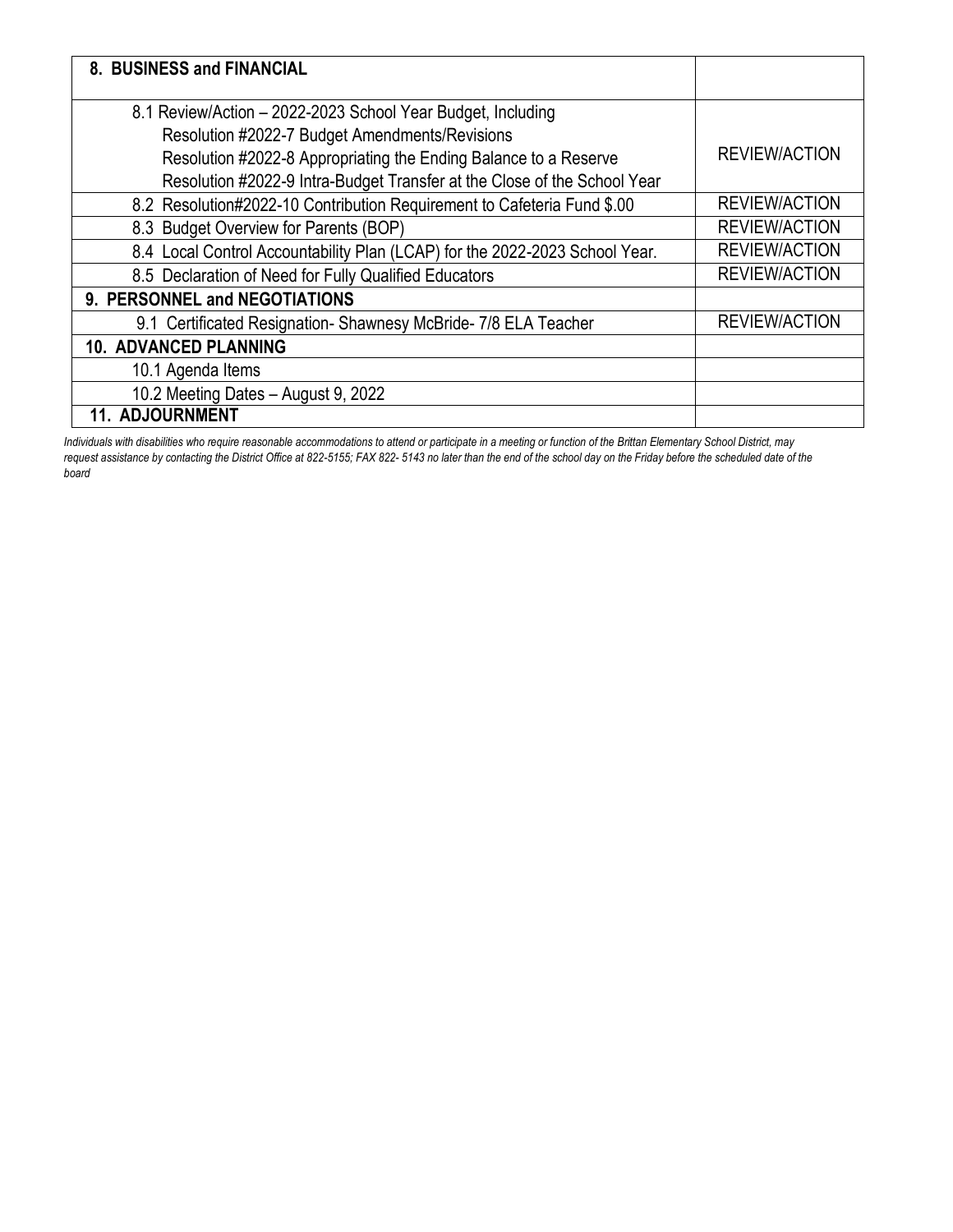| | |
|---|---|
| **8. BUSINESS and FINANCIAL** | |
| 8.1 Review/Action – 2022-2023 School Year Budget, Including<br>Resolution #2022-7 Budget Amendments/Revisions<br>Resolution #2022-8 Appropriating the Ending Balance to a Reserve<br>Resolution #2022-9 Intra-Budget Transfer at the Close of the School Year | REVIEW/ACTION |
| 8.2 Resolution#2022-10 Contribution Requirement to Cafeteria Fund $.00 | REVIEW/ACTION |
| 8.3 Budget Overview for Parents (BOP) | REVIEW/ACTION |
| 8.4 Local Control Accountability Plan (LCAP) for the 2022-2023 School Year. | REVIEW/ACTION |
| 8.5 Declaration of Need for Fully Qualified Educators | REVIEW/ACTION |
| **9. PERSONNEL and NEGOTIATIONS** | |
| 9.1 Certificated Resignation- Shawnesy McBride- 7/8 ELA Teacher | REVIEW/ACTION |
| **10. ADVANCED PLANNING** | |
| 10.1 Agenda Items | |
| 10.2 Meeting Dates – August 9, 2022 | |
| **11. ADJOURNMENT** | |

*Individuals with disabilities who require reasonable accommodations to attend or participate in a meeting or function of the Brittan Elementary School District, may request assistance by contacting the District Office at 822-5155; FAX 822- 5143 no later than the end of the school day on the Friday before the scheduled date of the board*